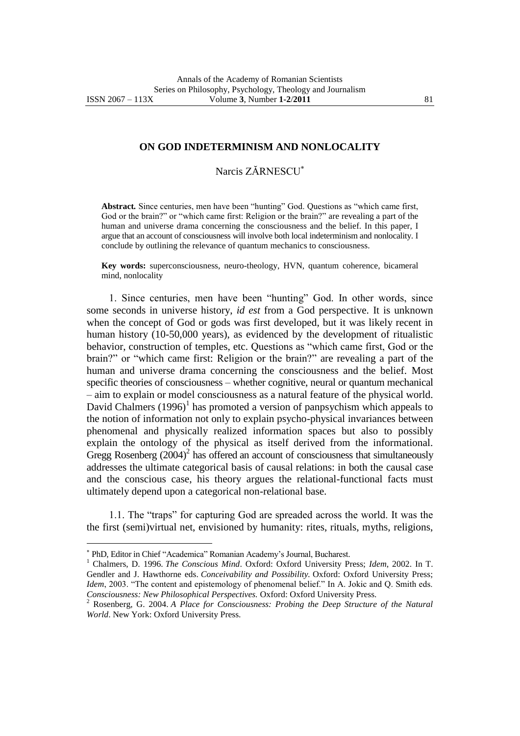# ON GOD INDETERMINISM AND NONLOCALITY

Narcis ZĂRNESCU[*]

**Abstract.** Since centuries, men have been "hunting" God. Questions as "which came first, God or the brain?" or "which came first: Religion or the brain?" are revealing a part of the human and universe drama concerning the consciousness and the belief. In this paper, I argue that an account of consciousness will involve both local indeterminism and nonlocality. I conclude by outlining the relevance of quantum mechanics to consciousness.

**Key words:** superconsciousness, neuro-theology, HVN, quantum coherence, bicameral mind, nonlocality

1. Since centuries, men have been "hunting" God. In other words, since some seconds in universe history, *id est* from a God perspective. It is unknown when the concept of God or gods was first developed, but it was likely recent in human history (10-50,000 years), as evidenced by the development of ritualistic behavior, construction of temples, etc. Questions as "which came first, God or the brain?" or "which came first: Religion or the brain?" are revealing a part of the human and universe drama concerning the consciousness and the belief. Most specific theories of consciousness – whether cognitive, neural or quantum mechanical – aim to explain or model consciousness as a natural feature of the physical world. David Chalmers (1996)[1] has promoted a version of panpsychism which appeals to the notion of information not only to explain psycho-physical invariances between phenomenal and physically realized information spaces but also to possibly explain the ontology of the physical as itself derived from the informational. Gregg Rosenberg (2004)[2] has offered an account of consciousness that simultaneously addresses the ultimate categorical basis of causal relations: in both the causal case and the conscious case, his theory argues the relational-functional facts must ultimately depend upon a categorical non-relational base.

1.1. The "traps" for capturing God are spreaded across the world. It was the the first (semi)virtual net, envisioned by humanity: rites, rituals, myths, religions,

---

[*] PhD, Editor in Chief "Academica" Romanian Academy's Journal, Bucharest.

[1] Chalmers, D. 1996. *The Conscious Mind*. Oxford: Oxford University Press; *Idem*, 2002. In T. Gendler and J. Hawthorne eds. *Conceivability and Possibility.* Oxford: Oxford University Press; *Idem*, 2003. "The content and epistemology of phenomenal belief." In A. Jokic and Q. Smith eds. *Consciousness: New Philosophical Perspectives.* Oxford: Oxford University Press.

[2] Rosenberg, G. 2004. *A Place for Consciousness: Probing the Deep Structure of the Natural World*. New York: Oxford University Press.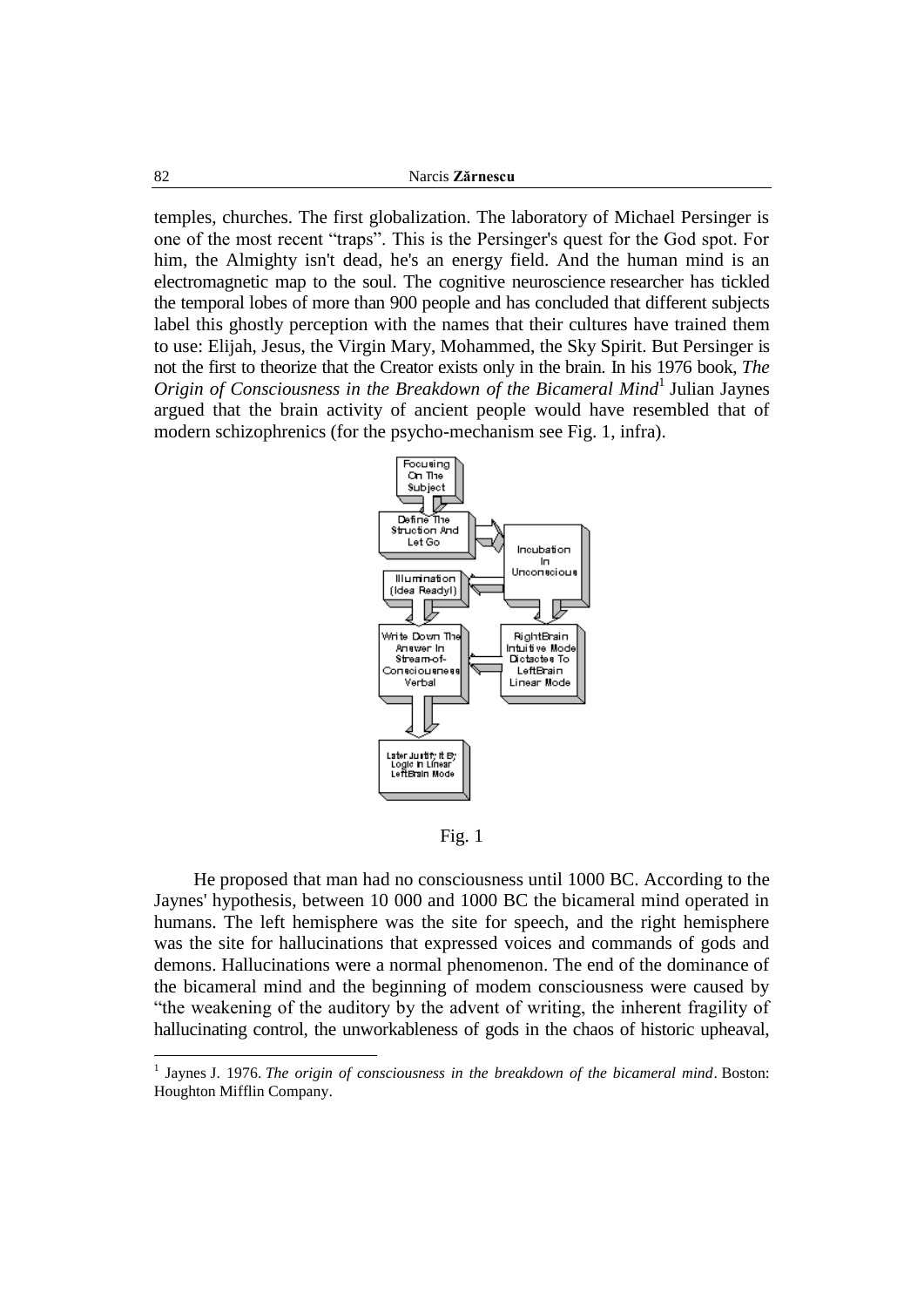temples, churches. The first globalization. The laboratory of Michael Persinger is one of the most recent "traps". This is the Persinger's quest for the God spot. For him, the Almighty isn't dead, he's an energy field. And the human mind is an electromagnetic map to the soul. The cognitive neuroscience researcher has tickled the temporal lobes of more than 900 people and has concluded that different subjects label this ghostly perception with the names that their cultures have trained them to use: Elijah, Jesus, the Virgin Mary, Mohammed, the Sky Spirit. But Persinger is not the first to theorize that the Creator exists only in the brain. In his 1976 book, *The Origin of Consciousness in the Breakdown of the Bicameral Mind*[1] Julian Jaynes argued that the brain activity of ancient people would have resembled that of modern schizophrenics (for the psycho-mechanism see Fig. 1, infra).

Fig. 1

He proposed that man had no consciousness until 1000 BC. According to the Jaynes' hypothesis, between 10 000 and 1000 BC the bicameral mind operated in humans. The left hemisphere was the site for speech, and the right hemisphere was the site for hallucinations that expressed voices and commands of gods and demons. Hallucinations were a normal phenomenon. The end of the dominance of the bicameral mind and the beginning of modem consciousness were caused by "the weakening of the auditory by the advent of writing, the inherent fragility of hallucinating control, the unworkableness of gods in the chaos of historic upheaval,

[1] Jaynes J. 1976. *The origin of consciousness in the breakdown of the bicameral mind*. Boston: Houghton Mifflin Company.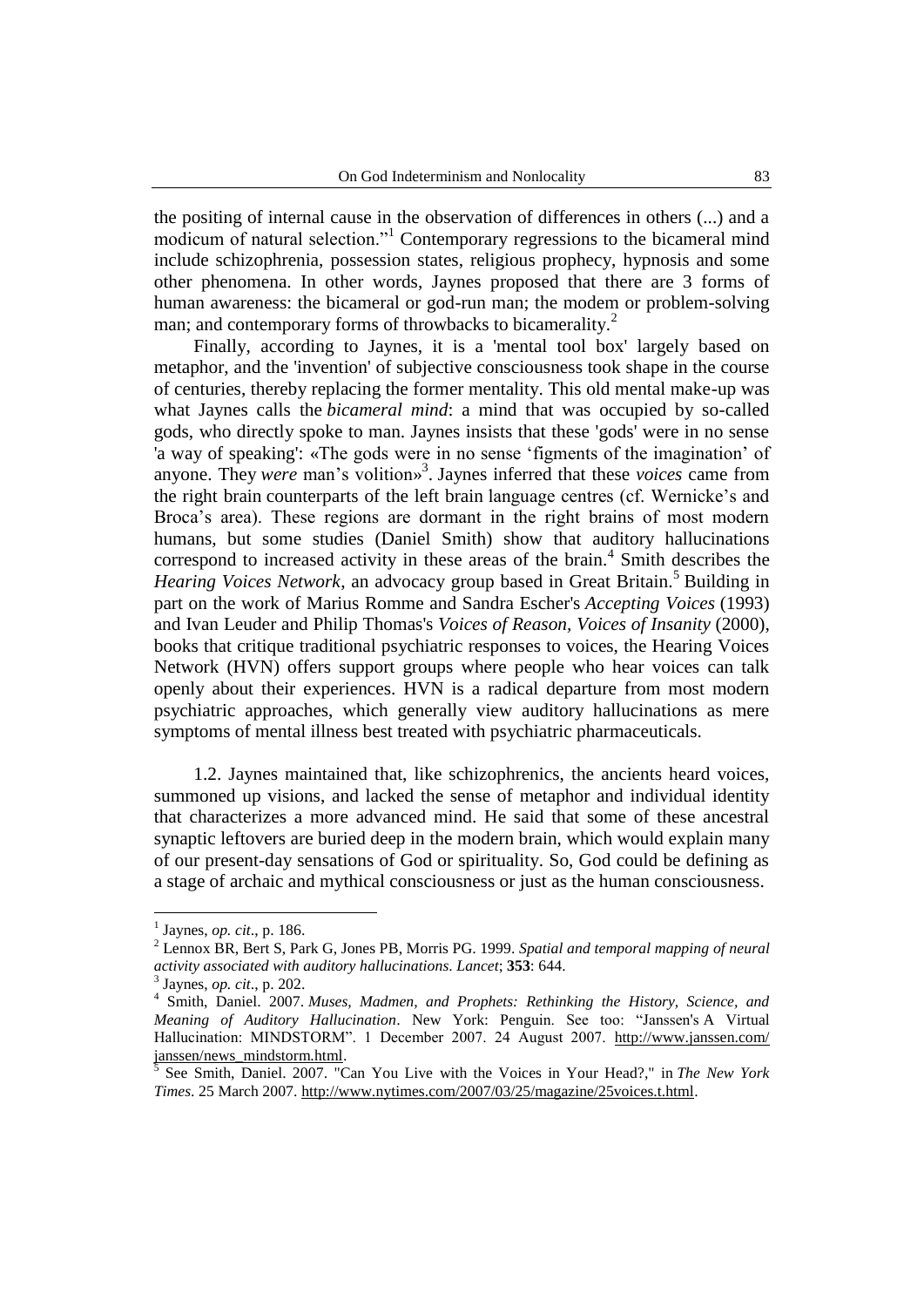the positing of internal cause in the observation of differences in others (...) and a modicum of natural selection."[1] Contemporary regressions to the bicameral mind include schizophrenia, possession states, religious prophecy, hypnosis and some other phenomena. In other words, Jaynes proposed that there are 3 forms of human awareness: the bicameral or god-run man; the modem or problem-solving man; and contemporary forms of throwbacks to bicamerality.[2]

Finally, according to Jaynes, it is a 'mental tool box' largely based on metaphor, and the 'invention' of subjective consciousness took shape in the course of centuries, thereby replacing the former mentality. This old mental make-up was what Jaynes calls the *bicameral mind*: a mind that was occupied by so-called gods, who directly spoke to man. Jaynes insists that these 'gods' were in no sense 'a way of speaking': «The gods were in no sense 'figments of the imagination' of anyone. They *were* man's volition»[3]. Jaynes inferred that these *voices* came from the right brain counterparts of the left brain language centres (cf. Wernicke's and Broca's area). These regions are dormant in the right brains of most modern humans, but some studies (Daniel Smith) show that auditory hallucinations correspond to increased activity in these areas of the brain.[4] Smith describes the *Hearing Voices Network*, an advocacy group based in Great Britain.[5] Building in part on the work of Marius Romme and Sandra Escher's *Accepting Voices* (1993) and Ivan Leuder and Philip Thomas's *Voices of Reason, Voices of Insanity* (2000), books that critique traditional psychiatric responses to voices, the Hearing Voices Network (HVN) offers support groups where people who hear voices can talk openly about their experiences. HVN is a radical departure from most modern psychiatric approaches, which generally view auditory hallucinations as mere symptoms of mental illness best treated with psychiatric pharmaceuticals.

1.2. Jaynes maintained that, like schizophrenics, the ancients heard voices, summoned up visions, and lacked the sense of metaphor and individual identity that characterizes a more advanced mind. He said that some of these ancestral synaptic leftovers are buried deep in the modern brain, which would explain many of our present-day sensations of God or spirituality. So, God could be defining as a stage of archaic and mythical consciousness or just as the human consciousness.

---

[1] Jaynes, *op. cit*., p. 186.

[2] Lennox BR, Bert S, Park G, Jones PB, Morris PG. 1999. *Spatial and temporal mapping of neural activity associated with auditory hallucinations*. *Lancet*; **353**: 644.

[3] Jaynes, *op. cit*., p. 202.

[4] Smith, Daniel. 2007. *Muses, Madmen, and Prophets: Rethinking the History, Science, and Meaning of Auditory Hallucination*. New York: Penguin. See too: "Janssen's A Virtual Hallucination: MINDSTORM". 1 December 2007. 24 August 2007. http://www.janssen.com/janssen/news_mindstorm.html.

[5] See Smith, Daniel. 2007. "Can You Live with the Voices in Your Head?," in *The New York Times*. 25 March 2007. http://www.nytimes.com/2007/03/25/magazine/25voices.t.html.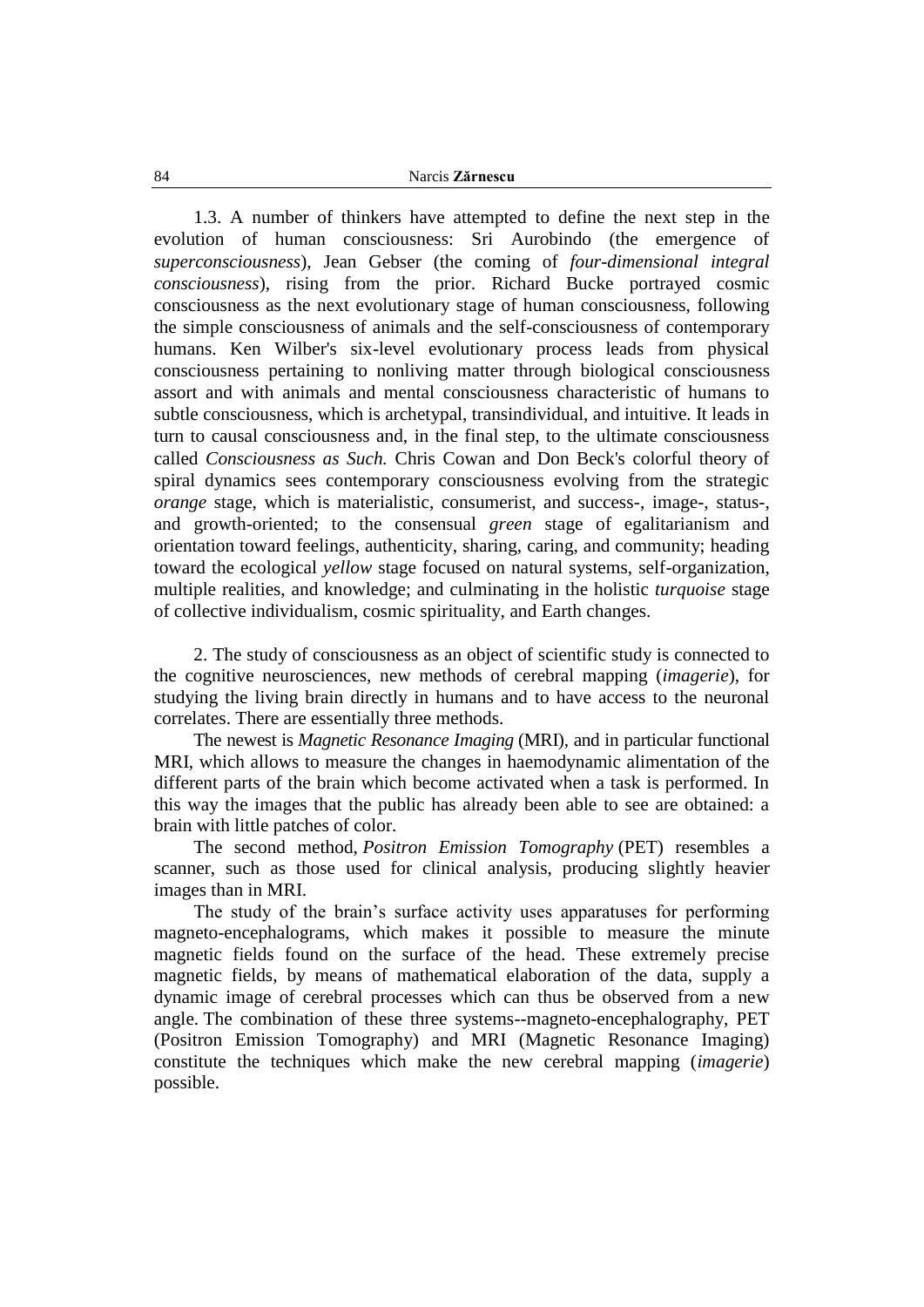1.3. A number of thinkers have attempted to define the next step in the evolution of human consciousness: Sri Aurobindo (the emergence of *superconsciousness*), Jean Gebser (the coming of *four-dimensional integral consciousness*), rising from the prior. Richard Bucke portrayed cosmic consciousness as the next evolutionary stage of human consciousness, following the simple consciousness of animals and the self-consciousness of contemporary humans. Ken Wilber's six-level evolutionary process leads from physical consciousness pertaining to nonliving matter through biological consciousness assort and with animals and mental consciousness characteristic of humans to subtle consciousness, which is archetypal, transindividual, and intuitive. It leads in turn to causal consciousness and, in the final step, to the ultimate consciousness called *Consciousness as Such.* Chris Cowan and Don Beck's colorful theory of spiral dynamics sees contemporary consciousness evolving from the strategic *orange* stage, which is materialistic, consumerist, and success-, image-, status-, and growth-oriented; to the consensual *green* stage of egalitarianism and orientation toward feelings, authenticity, sharing, caring, and community; heading toward the ecological *yellow* stage focused on natural systems, self-organization, multiple realities, and knowledge; and culminating in the holistic *turquoise* stage of collective individualism, cosmic spirituality, and Earth changes.

2. The study of consciousness as an object of scientific study is connected to the cognitive neurosciences, new methods of cerebral mapping (*imagerie*), for studying the living brain directly in humans and to have access to the neuronal correlates. There are essentially three methods.

The newest is *Magnetic Resonance Imaging* (MRI), and in particular functional MRI, which allows to measure the changes in haemodynamic alimentation of the different parts of the brain which become activated when a task is performed. In this way the images that the public has already been able to see are obtained: a brain with little patches of color.

The second method, *Positron Emission Tomography* (PET) resembles a scanner, such as those used for clinical analysis, producing slightly heavier images than in MRI.

The study of the brain's surface activity uses apparatuses for performing magneto-encephalograms, which makes it possible to measure the minute magnetic fields found on the surface of the head. These extremely precise magnetic fields, by means of mathematical elaboration of the data, supply a dynamic image of cerebral processes which can thus be observed from a new angle. The combination of these three systems--magneto-encephalography, PET (Positron Emission Tomography) and MRI (Magnetic Resonance Imaging) constitute the techniques which make the new cerebral mapping (*imagerie*) possible.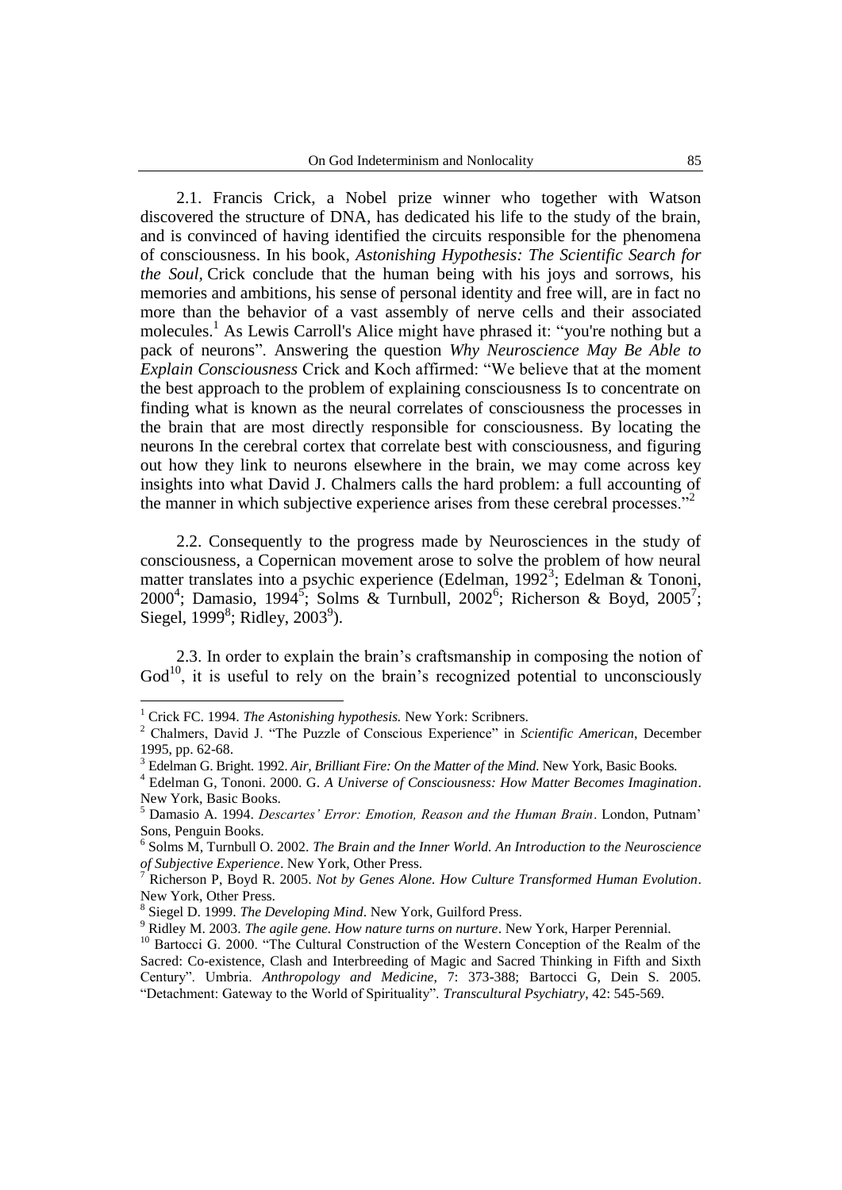2.1. Francis Crick, a Nobel prize winner who together with Watson discovered the structure of DNA, has dedicated his life to the study of the brain, and is convinced of having identified the circuits responsible for the phenomena of consciousness. In his book, *Astonishing Hypothesis: The Scientific Search for the Soul,* Crick conclude that the human being with his joys and sorrows, his memories and ambitions, his sense of personal identity and free will, are in fact no more than the behavior of a vast assembly of nerve cells and their associated molecules.[1] As Lewis Carroll's Alice might have phrased it: "you're nothing but a pack of neurons". Answering the question *Why Neuroscience May Be Able to Explain Consciousness* Crick and Koch affirmed: "We believe that at the moment the best approach to the problem of explaining consciousness Is to concentrate on finding what is known as the neural correlates of consciousness the processes in the brain that are most directly responsible for consciousness. By locating the neurons In the cerebral cortex that correlate best with consciousness, and figuring out how they link to neurons elsewhere in the brain, we may come across key insights into what David J. Chalmers calls the hard problem: a full accounting of the manner in which subjective experience arises from these cerebral processes."[2]

2.2. Consequently to the progress made by Neurosciences in the study of consciousness, a Copernican movement arose to solve the problem of how neural matter translates into a psychic experience (Edelman, 1992[3]; Edelman & Tononi, 2000[4]; Damasio, 1994[5]; Solms & Turnbull, 2002[6]; Richerson & Boyd, 2005[7]; Siegel, 1999[8]; Ridley, 2003[9]).

2.3. In order to explain the brain's craftsmanship in composing the notion of God[10], it is useful to rely on the brain's recognized potential to unconsciously

---

[1] Crick FC. 1994. *The Astonishing hypothesis.* New York: Scribners.

[2] Chalmers, David J. "The Puzzle of Conscious Experience" in *Scientific American*, December 1995, pp. 62-68.

[3] Edelman G. Bright. 1992. *Air, Brilliant Fire: On the Matter of the Mind.* New York, Basic Books.

[4] Edelman G, Tononi. 2000. G. *A Universe of Consciousness: How Matter Becomes Imagination*. New York, Basic Books.

[5] Damasio A. 1994. *Descartes' Error: Emotion, Reason and the Human Brain*. London, Putnam' Sons, Penguin Books.

[6] Solms M, Turnbull O. 2002. *The Brain and the Inner World. An Introduction to the Neuroscience of Subjective Experience*. New York, Other Press.

[7] Richerson P, Boyd R. 2005. *Not by Genes Alone. How Culture Transformed Human Evolution*. New York, Other Press.

[8] Siegel D. 1999. *The Developing Mind*. New York, Guilford Press.

[9] Ridley M. 2003. *The agile gene. How nature turns on nurture*. New York, Harper Perennial.

[10] Bartocci G. 2000. "The Cultural Construction of the Western Conception of the Realm of the Sacred: Co-existence, Clash and Interbreeding of Magic and Sacred Thinking in Fifth and Sixth Century". Umbria. *Anthropology and Medicine*, 7: 373-388; Bartocci G, Dein S. 2005. "Detachment: Gateway to the World of Spirituality". *Transcultural Psychiatry*, 42: 545-569.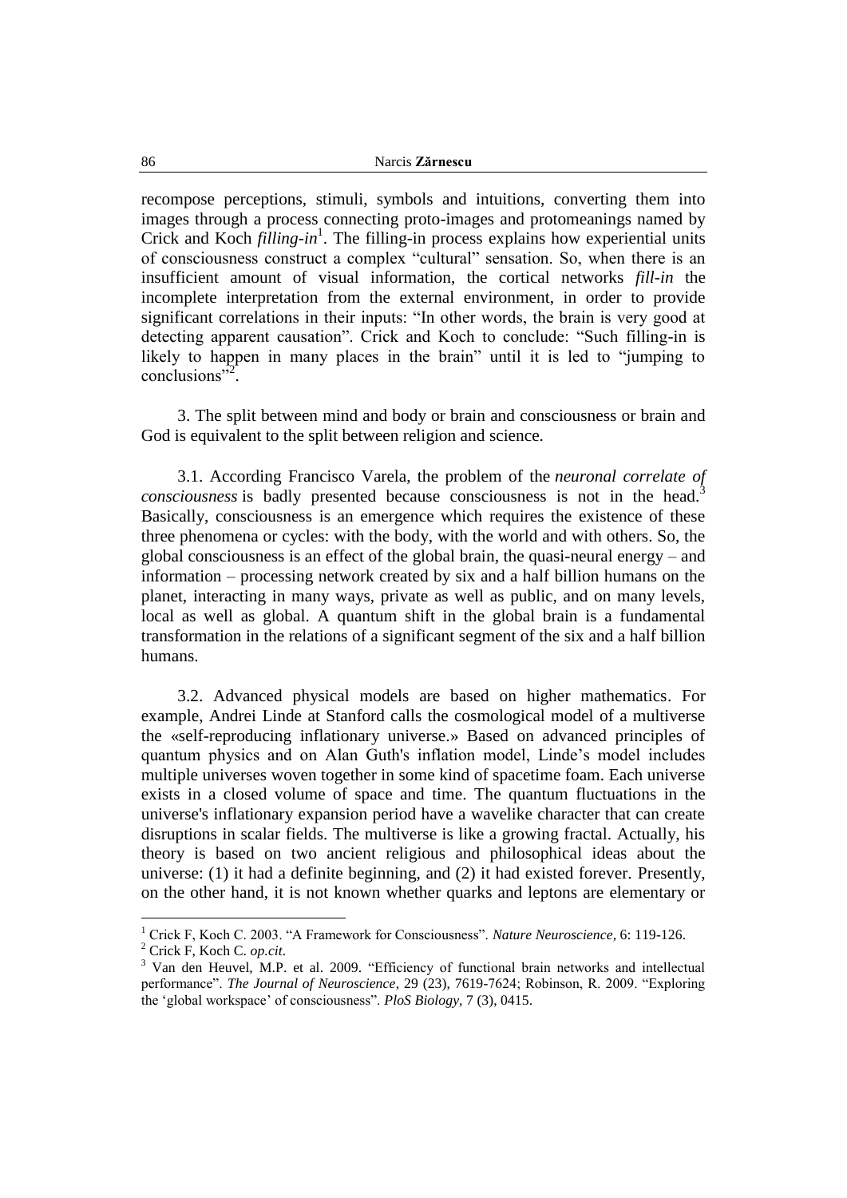recompose perceptions, stimuli, symbols and intuitions, converting them into images through a process connecting proto-images and protomeanings named by Crick and Koch *filling-in*[1]. The filling-in process explains how experiential units of consciousness construct a complex "cultural" sensation. So, when there is an insufficient amount of visual information, the cortical networks *fill-in* the incomplete interpretation from the external environment, in order to provide significant correlations in their inputs: "In other words, the brain is very good at detecting apparent causation". Crick and Koch to conclude: "Such filling-in is likely to happen in many places in the brain" until it is led to "jumping to conclusions"[2].

3. The split between mind and body or brain and consciousness or brain and God is equivalent to the split between religion and science.

3.1. According Francisco Varela, the problem of the *neuronal correlate of consciousness* is badly presented because consciousness is not in the head.[3] Basically, consciousness is an emergence which requires the existence of these three phenomena or cycles: with the body, with the world and with others. So, the global consciousness is an effect of the global brain, the quasi-neural energy – and information – processing network created by six and a half billion humans on the planet, interacting in many ways, private as well as public, and on many levels, local as well as global. A quantum shift in the global brain is a fundamental transformation in the relations of a significant segment of the six and a half billion humans.

3.2. Advanced physical models are based on higher mathematics. For example, Andrei Linde at Stanford calls the cosmological model of a multiverse the «self-reproducing inflationary universe.» Based on advanced principles of quantum physics and on Alan Guth's inflation model, Linde's model includes multiple universes woven together in some kind of spacetime foam. Each universe exists in a closed volume of space and time. The quantum fluctuations in the universe's inflationary expansion period have a wavelike character that can create disruptions in scalar fields. The multiverse is like a growing fractal. Actually, his theory is based on two ancient religious and philosophical ideas about the universe: (1) it had a definite beginning, and (2) it had existed forever. Presently, on the other hand, it is not known whether quarks and leptons are elementary or

---

[1] Crick F, Koch C. 2003. "A Framework for Consciousness". *Nature Neuroscience*, 6: 119-126.

[2] Crick F, Koch C. *op.cit*.

[3] Van den Heuvel, M.P. et al. 2009. "Efficiency of functional brain networks and intellectual performance". *The Journal of Neuroscience*, 29 (23), 7619-7624; Robinson, R. 2009. "Exploring the 'global workspace' of consciousness". *PloS Biology*, 7 (3), 0415.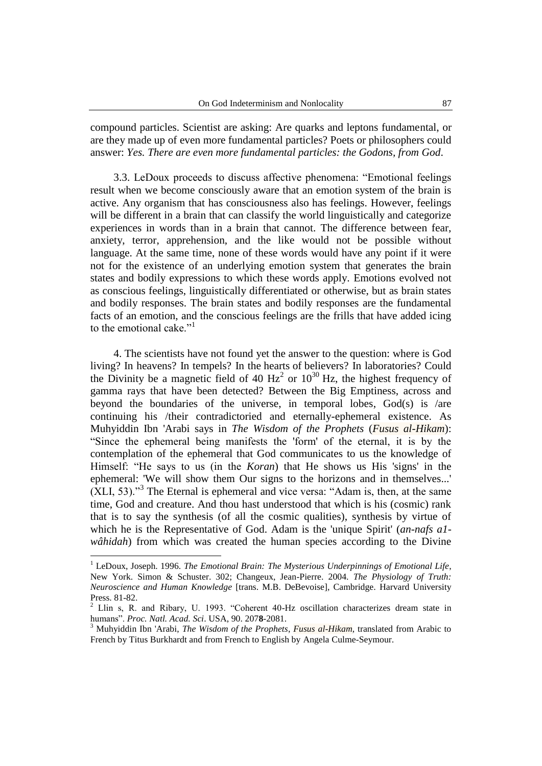compound particles. Scientist are asking: Are quarks and leptons fundamental, or are they made up of even more fundamental particles? Poets or philosophers could answer: *Yes. There are even more fundamental particles: the Godons, from God*.

3.3. LeDoux proceeds to discuss affective phenomena: "Emotional feelings result when we become consciously aware that an emotion system of the brain is active. Any organism that has consciousness also has feelings. However, feelings will be different in a brain that can classify the world linguistically and categorize experiences in words than in a brain that cannot. The difference between fear, anxiety, terror, apprehension, and the like would not be possible without language. At the same time, none of these words would have any point if it were not for the existence of an underlying emotion system that generates the brain states and bodily expressions to which these words apply. Emotions evolved not as conscious feelings, linguistically differentiated or otherwise, but as brain states and bodily responses. The brain states and bodily responses are the fundamental facts of an emotion, and the conscious feelings are the frills that have added icing to the emotional cake."[1]

4. The scientists have not found yet the answer to the question: where is God living? In heavens? In tempels? In the hearts of believers? In laboratories? Could the Divinity be a magnetic field of 40 Hz[2] or $10^{30}$ Hz, the highest frequency of gamma rays that have been detected? Between the Big Emptiness, across and beyond the boundaries of the universe, in temporal lobes, God(s) is /are continuing his /their contradictoried and eternally-ephemeral existence. As Muhyiddin Ibn 'Arabi says in *The Wisdom of the Prophets* (*Fusus al-Hikam*): "Since the ephemeral being manifests the 'form' of the eternal, it is by the contemplation of the ephemeral that God communicates to us the knowledge of Himself: "He says to us (in the *Koran*) that He shows us His 'signs' in the ephemeral: 'We will show them Our signs to the horizons and in themselves...' (XLI, 53)."[3] The Eternal is ephemeral and vice versa: "Adam is, then, at the same time, God and creature. And thou hast understood that which is his (cosmic) rank that is to say the synthesis (of all the cosmic qualities), synthesis by virtue of which he is the Representative of God. Adam is the 'unique Spirit' (*an-nafs a1-wâhidah*) from which was created the human species according to the Divine

---

[1] LeDoux, Joseph. 1996. *The Emotional Brain: The Mysterious Underpinnings of Emotional Life*, New York. Simon & Schuster. 302; Changeux, Jean-Pierre. 2004. *The Physiology of Truth: Neuroscience and Human Knowledge* [trans. M.B. DeBevoise], Cambridge. Harvard University Press. 81-82.

[2] Llin s, R. and Ribary, U. 1993. "Coherent 40-Hz oscillation characterizes dream state in humans". *Proc. Natl. Acad. Sci*. USA, 90. 207**8**-2081.

[3] Muhyiddin Ibn 'Arabi, *The Wisdom of the Prophets*, *Fusus al-Hikam*, translated from Arabic to French by Titus Burkhardt and from French to English by Angela Culme-Seymour.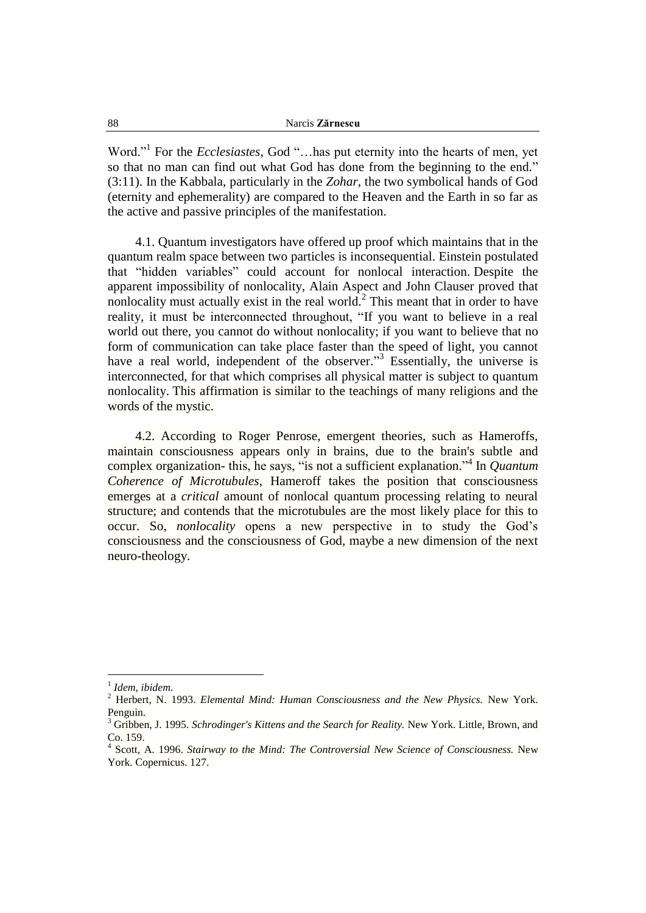Word."[1] For the *Ecclesiastes*, God "…has put eternity into the hearts of men, yet so that no man can find out what God has done from the beginning to the end." (3:11). In the Kabbala, particularly in the *Zohar*, the two symbolical hands of God (eternity and ephemerality) are compared to the Heaven and the Earth in so far as the active and passive principles of the manifestation.

4.1. Quantum investigators have offered up proof which maintains that in the quantum realm space between two particles is inconsequential. Einstein postulated that "hidden variables" could account for nonlocal interaction. Despite the apparent impossibility of nonlocality, Alain Aspect and John Clauser proved that nonlocality must actually exist in the real world.[2] This meant that in order to have reality, it must be interconnected throughout, "If you want to believe in a real world out there, you cannot do without nonlocality; if you want to believe that no form of communication can take place faster than the speed of light, you cannot have a real world, independent of the observer."[3] Essentially, the universe is interconnected, for that which comprises all physical matter is subject to quantum nonlocality. This affirmation is similar to the teachings of many religions and the words of the mystic.

4.2. According to Roger Penrose, emergent theories, such as Hameroffs, maintain consciousness appears only in brains, due to the brain's subtle and complex organization- this, he says, "is not a sufficient explanation."[4] In *Quantum Coherence of Microtubules*, Hameroff takes the position that consciousness emerges at a *critical* amount of nonlocal quantum processing relating to neural structure; and contends that the microtubules are the most likely place for this to occur. So, *nonlocality* opens a new perspective in to study the God's consciousness and the consciousness of God, maybe a new dimension of the next neuro-theology.

---

[1] *Idem, ibidem.*

[2] Herbert, N. 1993. *Elemental Mind: Human Consciousness and the New Physics.* New York. Penguin.

[3] Gribben, J. 1995. *Schrodinger's Kittens and the Search for Reality.* New York. Little, Brown, and Co. 159.

[4] Scott, A. 1996. *Stairway to the Mind: The Controversial New Science of Consciousness.* New York. Copernicus. 127.